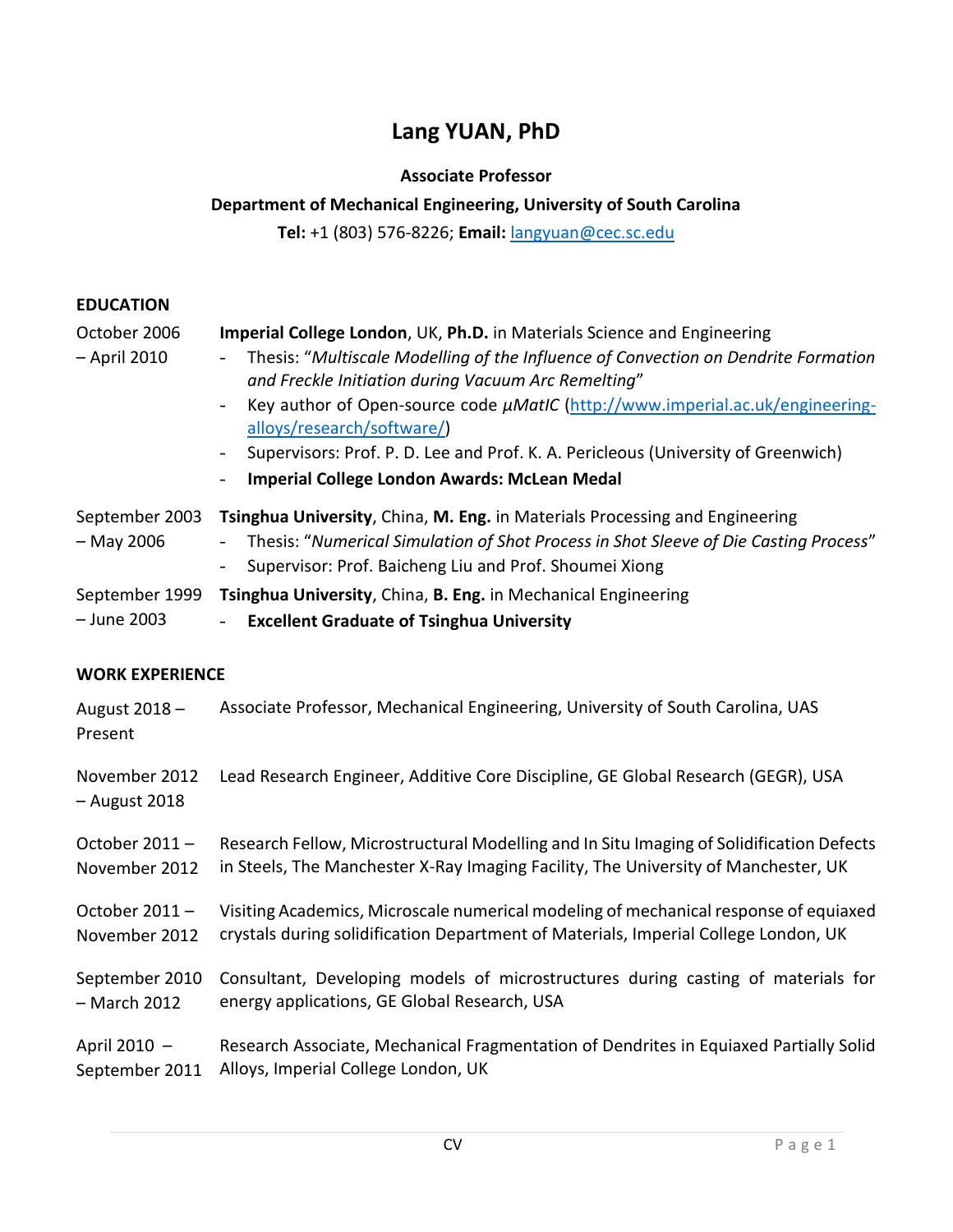# Lang YUAN, PhD

**Associate Professor**

**Department of Mechanical Engineering, University of South Carolina**

**Tel:** +1 (803) 576-8226; **Email:** [langyuan@cec.sc.edu](mailto:langyuan@cec.sc.edu)

## EDUCATION

**October 2006 – April 2010**
**Imperial College London**, UK, **Ph.D.** in Materials Science and Engineering
- Thesis: "*Multiscale Modelling of the Influence of Convection on Dendrite Formation and Freckle Initiation during Vacuum Arc Remelting*"
- Key author of Open-source code *μMatIC* ([http://www.imperial.ac.uk/engineering-alloys/research/software/](http://www.imperial.ac.uk/engineering-alloys/research/software/))
- Supervisors: Prof. P. D. Lee and Prof. K. A. Pericleous (University of Greenwich)
- **Imperial College London Awards: McLean Medal**

**September 2003 – May 2006**
**Tsinghua University**, China, **M. Eng.** in Materials Processing and Engineering
- Thesis: "*Numerical Simulation of Shot Process in Shot Sleeve of Die Casting Process*"
- Supervisor: Prof. Baicheng Liu and Prof. Shoumei Xiong

**September 1999 – June 2003**
**Tsinghua University**, China, **B. Eng.** in Mechanical Engineering
- **Excellent Graduate of Tsinghua University**

## WORK EXPERIENCE

**August 2018 – Present**
Associate Professor, Mechanical Engineering, University of South Carolina, UAS

**November 2012 – August 2018**
Lead Research Engineer, Additive Core Discipline, GE Global Research (GEGR), USA

**October 2011 – November 2012**
Research Fellow, Microstructural Modelling and In Situ Imaging of Solidification Defects in Steels, The Manchester X-Ray Imaging Facility, The University of Manchester, UK

**October 2011 – November 2012**
Visiting Academics, Microscale numerical modeling of mechanical response of equiaxed crystals during solidification Department of Materials, Imperial College London, UK

**September 2010 – March 2012**
Consultant, Developing models of microstructures during casting of materials for energy applications, GE Global Research, USA

**April 2010 – September 2011**
Research Associate, Mechanical Fragmentation of Dendrites in Equiaxed Partially Solid Alloys, Imperial College London, UK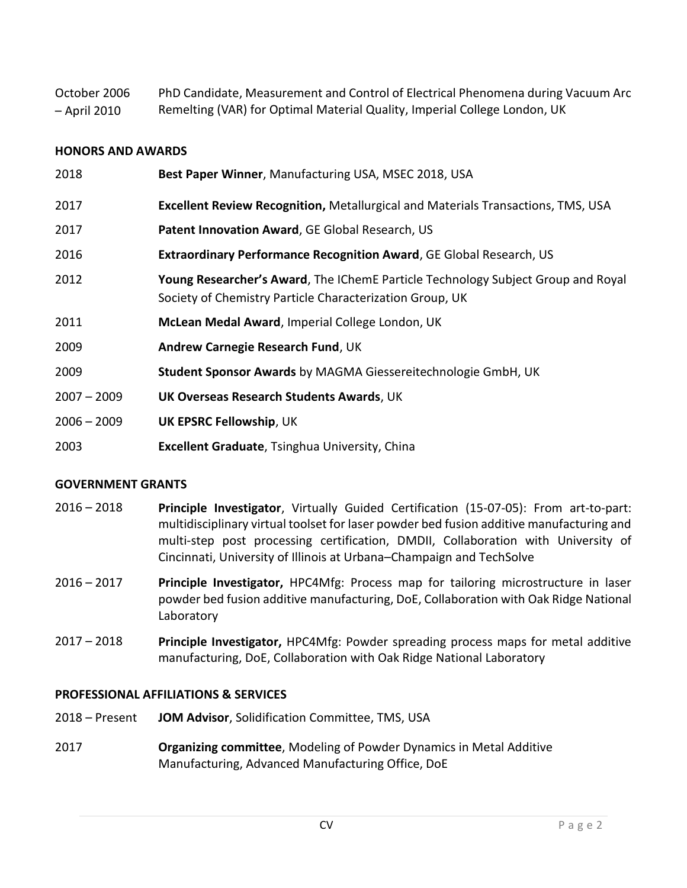October 2006 – April 2010 PhD Candidate, Measurement and Control of Electrical Phenomena during Vacuum Arc Remelting (VAR) for Optimal Material Quality, Imperial College London, UK

**HONORS AND AWARDS**

2018 **Best Paper Winner**, Manufacturing USA, MSEC 2018, USA

2017 **Excellent Review Recognition,** Metallurgical and Materials Transactions, TMS, USA

2017 **Patent Innovation Award**, GE Global Research, US

2016 **Extraordinary Performance Recognition Award**, GE Global Research, US

2012 **Young Researcher's Award**, The IChemE Particle Technology Subject Group and Royal Society of Chemistry Particle Characterization Group, UK

2011 **McLean Medal Award**, Imperial College London, UK

2009 **Andrew Carnegie Research Fund**, UK

2009 **Student Sponsor Awards** by MAGMA Giessereitechnologie GmbH, UK

2007 – 2009 **UK Overseas Research Students Awards**, UK

2006 – 2009 **UK EPSRC Fellowship**, UK

2003 **Excellent Graduate**, Tsinghua University, China

**GOVERNMENT GRANTS**

2016 – 2018 **Principle Investigator**, Virtually Guided Certification (15-07-05): From art-to-part: multidisciplinary virtual toolset for laser powder bed fusion additive manufacturing and multi-step post processing certification, DMDII, Collaboration with University of Cincinnati, University of Illinois at Urbana–Champaign and TechSolve

2016 – 2017 **Principle Investigator,** HPC4Mfg: Process map for tailoring microstructure in laser powder bed fusion additive manufacturing, DoE, Collaboration with Oak Ridge National Laboratory

2017 – 2018 **Principle Investigator,** HPC4Mfg: Powder spreading process maps for metal additive manufacturing, DoE, Collaboration with Oak Ridge National Laboratory

**PROFESSIONAL AFFILIATIONS & SERVICES**

2018 – Present **JOM Advisor**, Solidification Committee, TMS, USA

2017 **Organizing committee**, Modeling of Powder Dynamics in Metal Additive Manufacturing, Advanced Manufacturing Office, DoE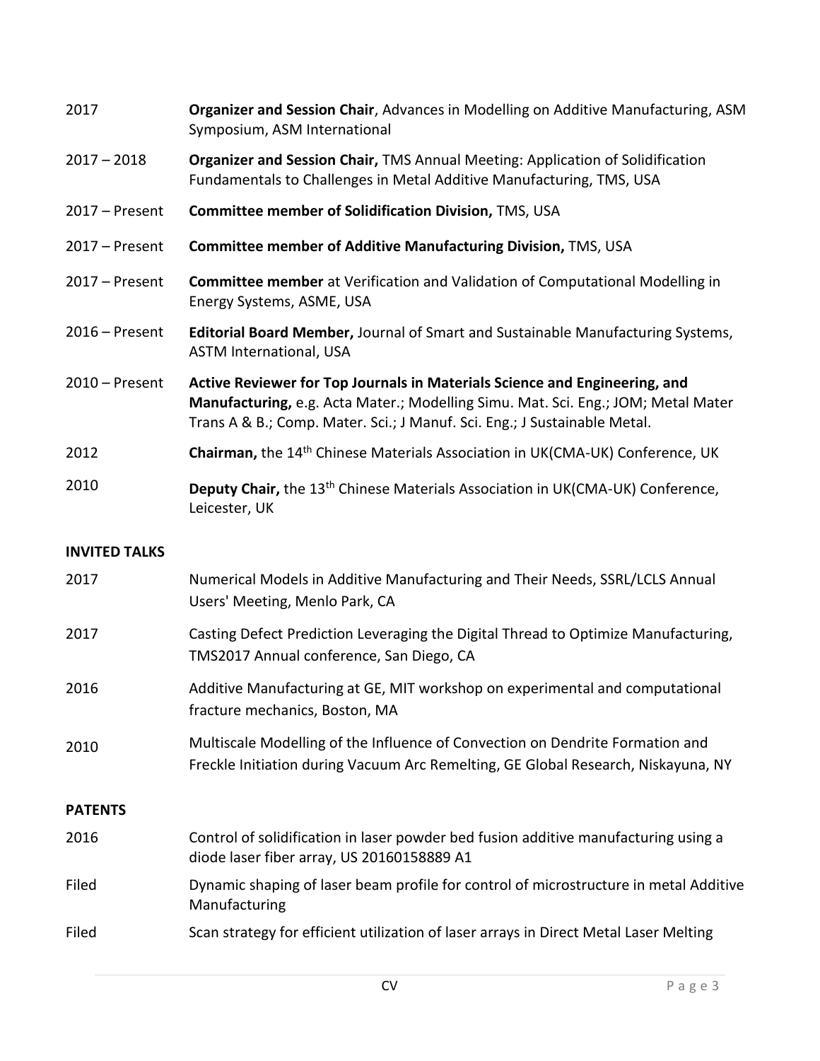| | |
|---|---|
| 2017 | **Organizer and Session Chair**, Advances in Modelling on Additive Manufacturing, ASM Symposium, ASM International |
| 2017 – 2018 | **Organizer and Session Chair,** TMS Annual Meeting: Application of Solidification Fundamentals to Challenges in Metal Additive Manufacturing, TMS, USA |
| 2017 – Present | **Committee member of Solidification Division,** TMS, USA |
| 2017 – Present | **Committee member of Additive Manufacturing Division,** TMS, USA |
| 2017 – Present | **Committee member** at Verification and Validation of Computational Modelling in Energy Systems, ASME, USA |
| 2016 – Present | **Editorial Board Member,** Journal of Smart and Sustainable Manufacturing Systems, ASTM International, USA |
| 2010 – Present | **Active Reviewer for Top Journals in Materials Science and Engineering, and Manufacturing,** e.g. Acta Mater.; Modelling Simu. Mat. Sci. Eng.; JOM; Metal Mater Trans A & B.; Comp. Mater. Sci.; J Manuf. Sci. Eng.; J Sustainable Metal. |
| 2012 | **Chairman,** the 14th Chinese Materials Association in UK(CMA-UK) Conference, UK |
| 2010 | **Deputy Chair,** the 13th Chinese Materials Association in UK(CMA-UK) Conference, Leicester, UK |

## INVITED TALKS

| | |
|---|---|
| 2017 | Numerical Models in Additive Manufacturing and Their Needs, SSRL/LCLS Annual Users' Meeting, Menlo Park, CA |
| 2017 | Casting Defect Prediction Leveraging the Digital Thread to Optimize Manufacturing, TMS2017 Annual conference, San Diego, CA |
| 2016 | Additive Manufacturing at GE, MIT workshop on experimental and computational fracture mechanics, Boston, MA |
| 2010 | Multiscale Modelling of the Influence of Convection on Dendrite Formation and Freckle Initiation during Vacuum Arc Remelting, GE Global Research, Niskayuna, NY |

## PATENTS

| | |
|---|---|
| 2016 | Control of solidification in laser powder bed fusion additive manufacturing using a diode laser fiber array, US 20160158889 A1 |
| Filed | Dynamic shaping of laser beam profile for control of microstructure in metal Additive Manufacturing |
| Filed | Scan strategy for efficient utilization of laser arrays in Direct Metal Laser Melting |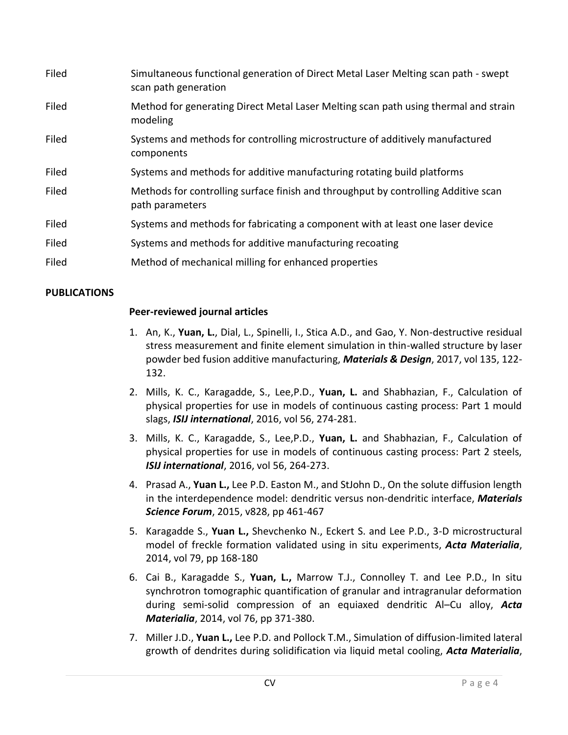| | |
|---|---|
| Filed | Simultaneous functional generation of Direct Metal Laser Melting scan path - swept scan path generation |
| Filed | Method for generating Direct Metal Laser Melting scan path using thermal and strain modeling |
| Filed | Systems and methods for controlling microstructure of additively manufactured components |
| Filed | Systems and methods for additive manufacturing rotating build platforms |
| Filed | Methods for controlling surface finish and throughput by controlling Additive scan path parameters |
| Filed | Systems and methods for fabricating a component with at least one laser device |
| Filed | Systems and methods for additive manufacturing recoating |
| Filed | Method of mechanical milling for enhanced properties |

**PUBLICATIONS**

**Peer-reviewed journal articles**

1. An, K., **Yuan, L.**, Dial, L., Spinelli, I., Stica A.D., and Gao, Y. Non-destructive residual stress measurement and finite element simulation in thin-walled structure by laser powder bed fusion additive manufacturing, ***Materials & Design***, 2017, vol 135, 122-132.
2. Mills, K. C., Karagadde, S., Lee,P.D., **Yuan, L.** and Shabhazian, F., Calculation of physical properties for use in models of continuous casting process: Part 1 mould slags, ***ISIJ international***, 2016, vol 56, 274-281.
3. Mills, K. C., Karagadde, S., Lee,P.D., **Yuan, L.** and Shabhazian, F., Calculation of physical properties for use in models of continuous casting process: Part 2 steels, ***ISIJ international***, 2016, vol 56, 264-273.
4. Prasad A., **Yuan L.,** Lee P.D. Easton M., and StJohn D., On the solute diffusion length in the interdependence model: dendritic versus non-dendritic interface, ***Materials Science Forum***, 2015, v828, pp 461-467
5. Karagadde S., **Yuan L.,** Shevchenko N., Eckert S. and Lee P.D., 3-D microstructural model of freckle formation validated using in situ experiments, ***Acta Materialia***, 2014, vol 79, pp 168-180
6. Cai B., Karagadde S., **Yuan, L.,** Marrow T.J., Connolley T. and Lee P.D., In situ synchrotron tomographic quantification of granular and intragranular deformation during semi-solid compression of an equiaxed dendritic Al–Cu alloy, ***Acta Materialia***, 2014, vol 76, pp 371-380.
7. Miller J.D., **Yuan L.,** Lee P.D. and Pollock T.M., Simulation of diffusion-limited lateral growth of dendrites during solidification via liquid metal cooling, ***Acta Materialia***,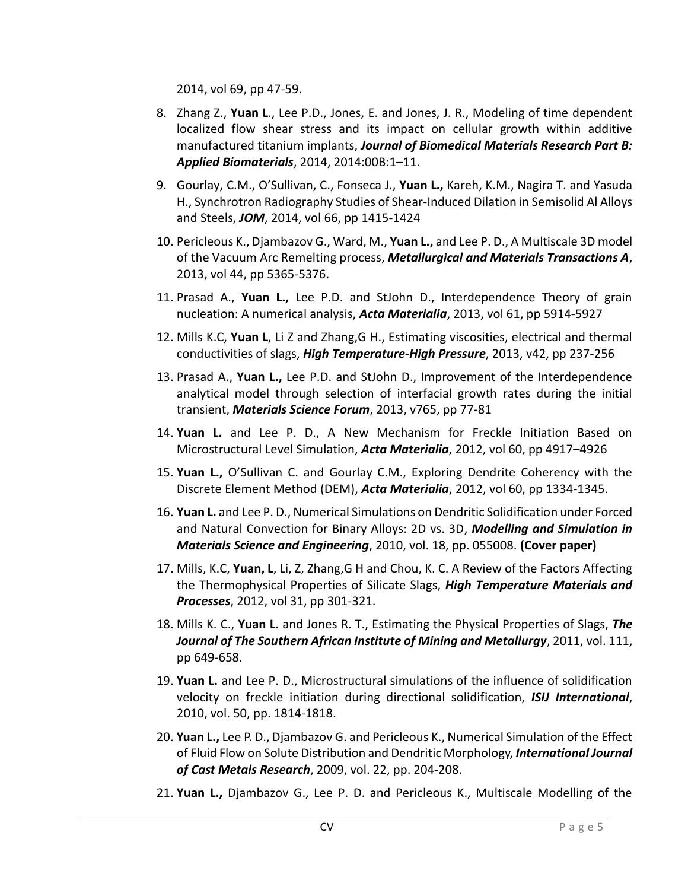2014, vol 69, pp 47-59.

8. Zhang Z., **Yuan L**., Lee P.D., Jones, E. and Jones, J. R., Modeling of time dependent localized flow shear stress and its impact on cellular growth within additive manufactured titanium implants, ***Journal of Biomedical Materials Research Part B: Applied Biomaterials***, 2014, 2014:00B:1–11.
9. Gourlay, C.M., O'Sullivan, C., Fonseca J., **Yuan L.,** Kareh, K.M., Nagira T. and Yasuda H., Synchrotron Radiography Studies of Shear-Induced Dilation in Semisolid Al Alloys and Steels, ***JOM***, 2014, vol 66, pp 1415-1424
10. Pericleous K., Djambazov G., Ward, M., **Yuan L.,** and Lee P. D., A Multiscale 3D model of the Vacuum Arc Remelting process, ***Metallurgical and Materials Transactions A***, 2013, vol 44, pp 5365-5376.
11. Prasad A., **Yuan L.,** Lee P.D. and StJohn D., Interdependence Theory of grain nucleation: A numerical analysis, ***Acta Materialia***, 2013, vol 61, pp 5914-5927
12. Mills K.C, **Yuan L**, Li Z and Zhang,G H., Estimating viscosities, electrical and thermal conductivities of slags, ***High Temperature-High Pressure***, 2013, v42, pp 237-256
13. Prasad A., **Yuan L.,** Lee P.D. and StJohn D., Improvement of the Interdependence analytical model through selection of interfacial growth rates during the initial transient, ***Materials Science Forum***, 2013, v765, pp 77-81
14. **Yuan L.** and Lee P. D., A New Mechanism for Freckle Initiation Based on Microstructural Level Simulation, ***Acta Materialia***, 2012, vol 60, pp 4917–4926
15. **Yuan L.,** O'Sullivan C. and Gourlay C.M., Exploring Dendrite Coherency with the Discrete Element Method (DEM), ***Acta Materialia***, 2012, vol 60, pp 1334-1345.
16. **Yuan L.** and Lee P. D., Numerical Simulations on Dendritic Solidification under Forced and Natural Convection for Binary Alloys: 2D vs. 3D, ***Modelling and Simulation in Materials Science and Engineering***, 2010, vol. 18, pp. 055008. **(Cover paper)**
17. Mills, K.C, **Yuan, L**, Li, Z, Zhang,G H and Chou, K. C. A Review of the Factors Affecting the Thermophysical Properties of Silicate Slags, ***High Temperature Materials and Processes***, 2012, vol 31, pp 301-321.
18. Mills K. C., **Yuan L.** and Jones R. T., Estimating the Physical Properties of Slags, ***The Journal of The Southern African Institute of Mining and Metallurgy***, 2011, vol. 111, pp 649-658.
19. **Yuan L.** and Lee P. D., Microstructural simulations of the influence of solidification velocity on freckle initiation during directional solidification, ***ISIJ International***, 2010, vol. 50, pp. 1814-1818.
20. **Yuan L.,** Lee P. D., Djambazov G. and Pericleous K., Numerical Simulation of the Effect of Fluid Flow on Solute Distribution and Dendritic Morphology, ***International Journal of Cast Metals Research***, 2009, vol. 22, pp. 204-208.
21. **Yuan L.,** Djambazov G., Lee P. D. and Pericleous K., Multiscale Modelling of the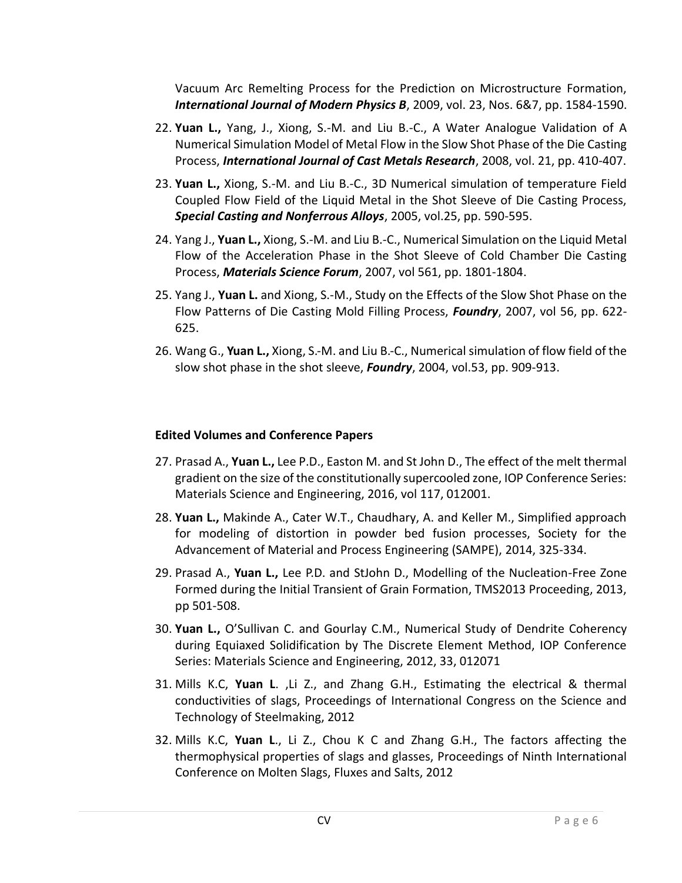Vacuum Arc Remelting Process for the Prediction on Microstructure Formation, ***International Journal of Modern Physics B***, 2009, vol. 23, Nos. 6&7, pp. 1584-1590.

22. **Yuan L.,** Yang, J., Xiong, S.-M. and Liu B.-C., A Water Analogue Validation of A Numerical Simulation Model of Metal Flow in the Slow Shot Phase of the Die Casting Process, ***International Journal of Cast Metals Research***, 2008, vol. 21, pp. 410-407.
23. **Yuan L.,** Xiong, S.-M. and Liu B.-C., 3D Numerical simulation of temperature Field Coupled Flow Field of the Liquid Metal in the Shot Sleeve of Die Casting Process, ***Special Casting and Nonferrous Alloys***, 2005, vol.25, pp. 590-595.
24. Yang J., **Yuan L.,** Xiong, S.-M. and Liu B.-C., Numerical Simulation on the Liquid Metal Flow of the Acceleration Phase in the Shot Sleeve of Cold Chamber Die Casting Process, ***Materials Science Forum***, 2007, vol 561, pp. 1801-1804.
25. Yang J., **Yuan L.** and Xiong, S.-M., Study on the Effects of the Slow Shot Phase on the Flow Patterns of Die Casting Mold Filling Process, ***Foundry***, 2007, vol 56, pp. 622-625.
26. Wang G., **Yuan L.,** Xiong, S.-M. and Liu B.-C., Numerical simulation of flow field of the slow shot phase in the shot sleeve, ***Foundry***, 2004, vol.53, pp. 909-913.

**Edited Volumes and Conference Papers**

27. Prasad A., **Yuan L.,** Lee P.D., Easton M. and St John D., The effect of the melt thermal gradient on the size of the constitutionally supercooled zone, IOP Conference Series: Materials Science and Engineering, 2016, vol 117, 012001.
28. **Yuan L.,** Makinde A., Cater W.T., Chaudhary, A. and Keller M., Simplified approach for modeling of distortion in powder bed fusion processes, Society for the Advancement of Material and Process Engineering (SAMPE), 2014, 325-334.
29. Prasad A., **Yuan L.,** Lee P.D. and StJohn D., Modelling of the Nucleation-Free Zone Formed during the Initial Transient of Grain Formation, TMS2013 Proceeding, 2013, pp 501-508.
30. **Yuan L.,** O'Sullivan C. and Gourlay C.M., Numerical Study of Dendrite Coherency during Equiaxed Solidification by The Discrete Element Method, IOP Conference Series: Materials Science and Engineering, 2012, 33, 012071
31. Mills K.C, **Yuan L**. ,Li Z., and Zhang G.H., Estimating the electrical & thermal conductivities of slags, Proceedings of International Congress on the Science and Technology of Steelmaking, 2012
32. Mills K.C, **Yuan L**., Li Z., Chou K C and Zhang G.H., The factors affecting the thermophysical properties of slags and glasses, Proceedings of Ninth International Conference on Molten Slags, Fluxes and Salts, 2012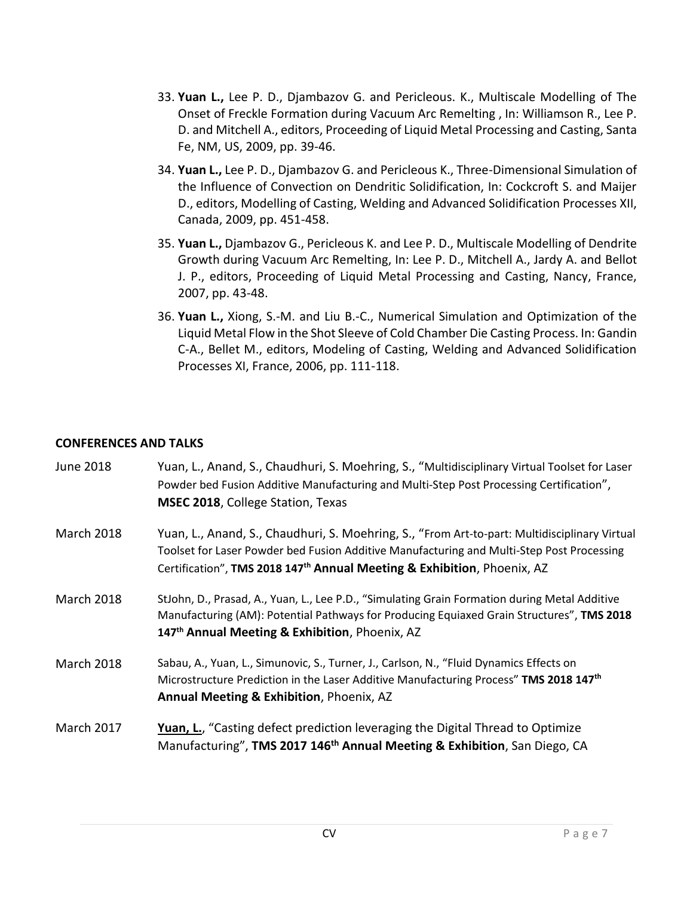33. **Yuan L.,** Lee P. D., Djambazov G. and Pericleous. K., Multiscale Modelling of The Onset of Freckle Formation during Vacuum Arc Remelting , In: Williamson R., Lee P. D. and Mitchell A., editors, Proceeding of Liquid Metal Processing and Casting, Santa Fe, NM, US, 2009, pp. 39-46.
34. **Yuan L.,** Lee P. D., Djambazov G. and Pericleous K., Three-Dimensional Simulation of the Influence of Convection on Dendritic Solidification, In: Cockcroft S. and Maijer D., editors, Modelling of Casting, Welding and Advanced Solidification Processes XII, Canada, 2009, pp. 451-458.
35. **Yuan L.,** Djambazov G., Pericleous K. and Lee P. D., Multiscale Modelling of Dendrite Growth during Vacuum Arc Remelting, In: Lee P. D., Mitchell A., Jardy A. and Bellot J. P., editors, Proceeding of Liquid Metal Processing and Casting, Nancy, France, 2007, pp. 43-48.
36. **Yuan L.,** Xiong, S.-M. and Liu B.-C., Numerical Simulation and Optimization of the Liquid Metal Flow in the Shot Sleeve of Cold Chamber Die Casting Process. In: Gandin C-A., Bellet M., editors, Modeling of Casting, Welding and Advanced Solidification Processes XI, France, 2006, pp. 111-118.

## CONFERENCES AND TALKS

| | |
|---|---|
| June 2018 | Yuan, L., Anand, S., Chaudhuri, S. Moehring, S., "Multidisciplinary Virtual Toolset for Laser Powder bed Fusion Additive Manufacturing and Multi-Step Post Processing Certification", **MSEC 2018**, College Station, Texas |
| March 2018 | Yuan, L., Anand, S., Chaudhuri, S. Moehring, S., "From Art-to-part: Multidisciplinary Virtual Toolset for Laser Powder bed Fusion Additive Manufacturing and Multi-Step Post Processing Certification", **TMS 2018 147th Annual Meeting & Exhibition**, Phoenix, AZ |
| March 2018 | StJohn, D., Prasad, A., Yuan, L., Lee P.D., "Simulating Grain Formation during Metal Additive Manufacturing (AM): Potential Pathways for Producing Equiaxed Grain Structures", **TMS 2018 147th Annual Meeting & Exhibition**, Phoenix, AZ |
| March 2018 | Sabau, A., Yuan, L., Simunovic, S., Turner, J., Carlson, N., "Fluid Dynamics Effects on Microstructure Prediction in the Laser Additive Manufacturing Process" **TMS 2018 147th Annual Meeting & Exhibition**, Phoenix, AZ |
| March 2017 | **Yuan, L.**, "Casting defect prediction leveraging the Digital Thread to Optimize Manufacturing", **TMS 2017 146th Annual Meeting & Exhibition**, San Diego, CA |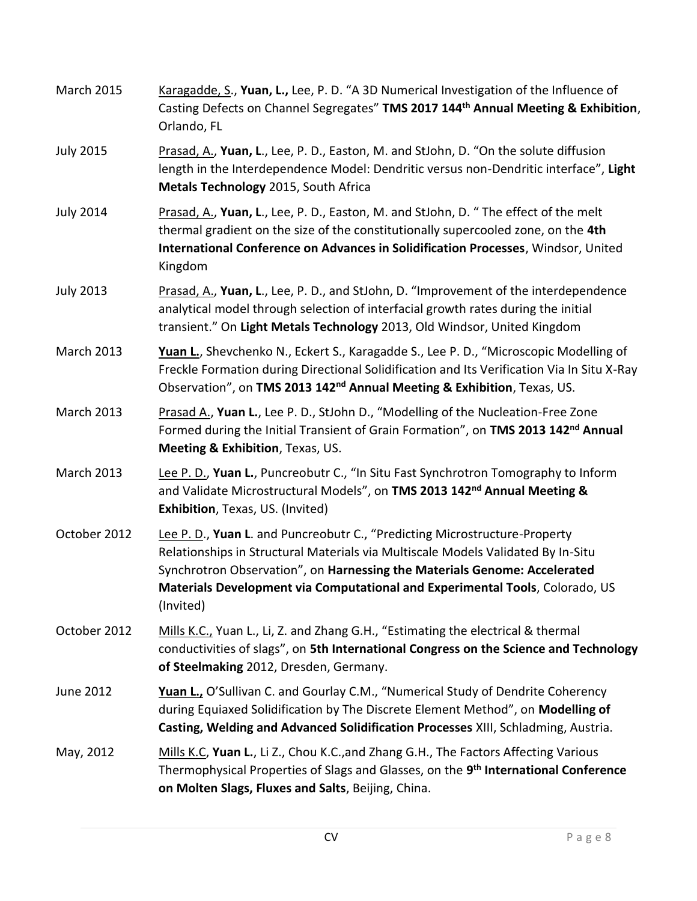March 2015 — Karagadde, S., **Yuan, L.,** Lee, P. D. "A 3D Numerical Investigation of the Influence of Casting Defects on Channel Segregates" **TMS 2017 144th Annual Meeting & Exhibition**, Orlando, FL

July 2015 — Prasad, A., **Yuan, L**., Lee, P. D., Easton, M. and StJohn, D. "On the solute diffusion length in the Interdependence Model: Dendritic versus non-Dendritic interface", **Light Metals Technology** 2015, South Africa

July 2014 — Prasad, A., **Yuan, L**., Lee, P. D., Easton, M. and StJohn, D. " The effect of the melt thermal gradient on the size of the constitutionally supercooled zone, on the **4th International Conference on Advances in Solidification Processes**, Windsor, United Kingdom

July 2013 — Prasad, A., **Yuan, L**., Lee, P. D., and StJohn, D. "Improvement of the interdependence analytical model through selection of interfacial growth rates during the initial transient." On **Light Metals Technology** 2013, Old Windsor, United Kingdom

March 2013 — **Yuan L.**, Shevchenko N., Eckert S., Karagadde S., Lee P. D., "Microscopic Modelling of Freckle Formation during Directional Solidification and Its Verification Via In Situ X-Ray Observation", on **TMS 2013 142nd Annual Meeting & Exhibition**, Texas, US.

March 2013 — Prasad A., **Yuan L.**, Lee P. D., StJohn D., "Modelling of the Nucleation-Free Zone Formed during the Initial Transient of Grain Formation", on **TMS 2013 142nd Annual Meeting & Exhibition**, Texas, US.

March 2013 — Lee P. D., **Yuan L.**, Puncreobutr C., "In Situ Fast Synchrotron Tomography to Inform and Validate Microstructural Models", on **TMS 2013 142nd Annual Meeting & Exhibition**, Texas, US. (Invited)

October 2012 — Lee P. D., **Yuan L**. and Puncreobutr C., "Predicting Microstructure-Property Relationships in Structural Materials via Multiscale Models Validated By In-Situ Synchrotron Observation", on **Harnessing the Materials Genome: Accelerated Materials Development via Computational and Experimental Tools**, Colorado, US (Invited)

October 2012 — Mills K.C., Yuan L., Li, Z. and Zhang G.H., "Estimating the electrical & thermal conductivities of slags", on **5th International Congress on the Science and Technology of Steelmaking** 2012, Dresden, Germany.

June 2012 — **Yuan L.,** O'Sullivan C. and Gourlay C.M., "Numerical Study of Dendrite Coherency during Equiaxed Solidification by The Discrete Element Method", on **Modelling of Casting, Welding and Advanced Solidification Processes** XIII, Schladming, Austria.

May, 2012 — Mills K.C, **Yuan L.**, Li Z., Chou K.C.,and Zhang G.H., The Factors Affecting Various Thermophysical Properties of Slags and Glasses, on the **9th International Conference on Molten Slags, Fluxes and Salts**, Beijing, China.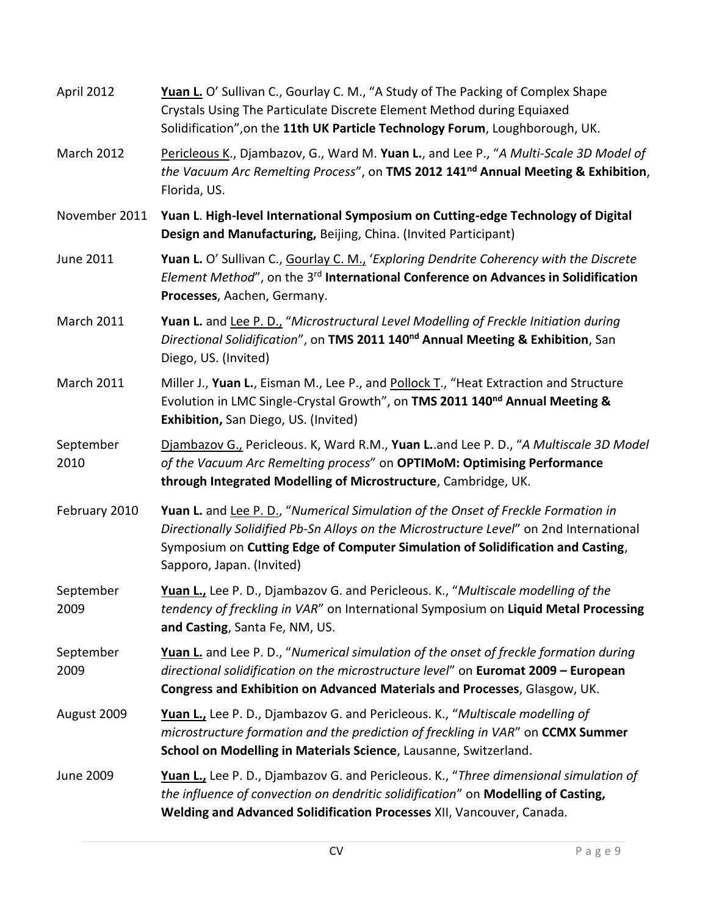April 2012 &nbsp;&nbsp; <u>**Yuan L.**</u> O' Sullivan C., Gourlay C. M., "A Study of The Packing of Complex Shape Crystals Using The Particulate Discrete Element Method during Equiaxed Solidification",on the **11th UK Particle Technology Forum**, Loughborough, UK.

March 2012 &nbsp;&nbsp; <u>Pericleous K</u>., Djambazov, G., Ward M. **Yuan L.**, and Lee P., "*A Multi-Scale 3D Model of the Vacuum Arc Remelting Process*", on **TMS 2012 141[nd] Annual Meeting & Exhibition**, Florida, US.

November 2011 &nbsp;&nbsp; **Yuan L**. **High-level International Symposium on Cutting-edge Technology of Digital Design and Manufacturing,** Beijing, China. (Invited Participant)

June 2011 &nbsp;&nbsp; **Yuan L.** O' Sullivan C., <u>Gourlay C. M.,</u> '*Exploring Dendrite Coherency with the Discrete Element Method*", on the 3[rd] **International Conference on Advances in Solidification Processes**, Aachen, Germany.

March 2011 &nbsp;&nbsp; **Yuan L.** and <u>Lee P. D.,</u> "*Microstructural Level Modelling of Freckle Initiation during Directional Solidification*", on **TMS 2011 140[nd] Annual Meeting & Exhibition**, San Diego, US. (Invited)

March 2011 &nbsp;&nbsp; Miller J., **Yuan L.**, Eisman M., Lee P., and <u>Pollock T</u>., "Heat Extraction and Structure Evolution in LMC Single-Crystal Growth", on **TMS 2011 140[nd] Annual Meeting & Exhibition,** San Diego, US. (Invited)

September 2010 &nbsp;&nbsp; <u>Djambazov G.,</u> Pericleous. K, Ward R.M., **Yuan L.**.and Lee P. D., "*A Multiscale 3D Model of the Vacuum Arc Remelting process*" on **OPTIMoM: Optimising Performance through Integrated Modelling of Microstructure**, Cambridge, UK.

February 2010 &nbsp;&nbsp; **Yuan L.** and <u>Lee P. D.</u>, "*Numerical Simulation of the Onset of Freckle Formation in Directionally Solidified Pb-Sn Alloys on the Microstructure Level*" on 2nd International Symposium on **Cutting Edge of Computer Simulation of Solidification and Casting**, Sapporo, Japan. (Invited)

September 2009 &nbsp;&nbsp; <u>**Yuan L.,**</u> Lee P. D., Djambazov G. and Pericleous. K., "*Multiscale modelling of the tendency of freckling in VAR*" on International Symposium on **Liquid Metal Processing and Casting**, Santa Fe, NM, US.

September 2009 &nbsp;&nbsp; <u>**Yuan L.**</u> and Lee P. D., "*Numerical simulation of the onset of freckle formation during directional solidification on the microstructure level*" on **Euromat 2009 – European Congress and Exhibition on Advanced Materials and Processes**, Glasgow, UK.

August 2009 &nbsp;&nbsp; <u>**Yuan L.,**</u> Lee P. D., Djambazov G. and Pericleous. K., "*Multiscale modelling of microstructure formation and the prediction of freckling in VAR*" on **CCMX Summer School on Modelling in Materials Science**, Lausanne, Switzerland.

June 2009 &nbsp;&nbsp; <u>**Yuan L.,**</u> Lee P. D., Djambazov G. and Pericleous. K., "*Three dimensional simulation of the influence of convection on dendritic solidification*" on **Modelling of Casting, Welding and Advanced Solidification Processes** XII, Vancouver, Canada.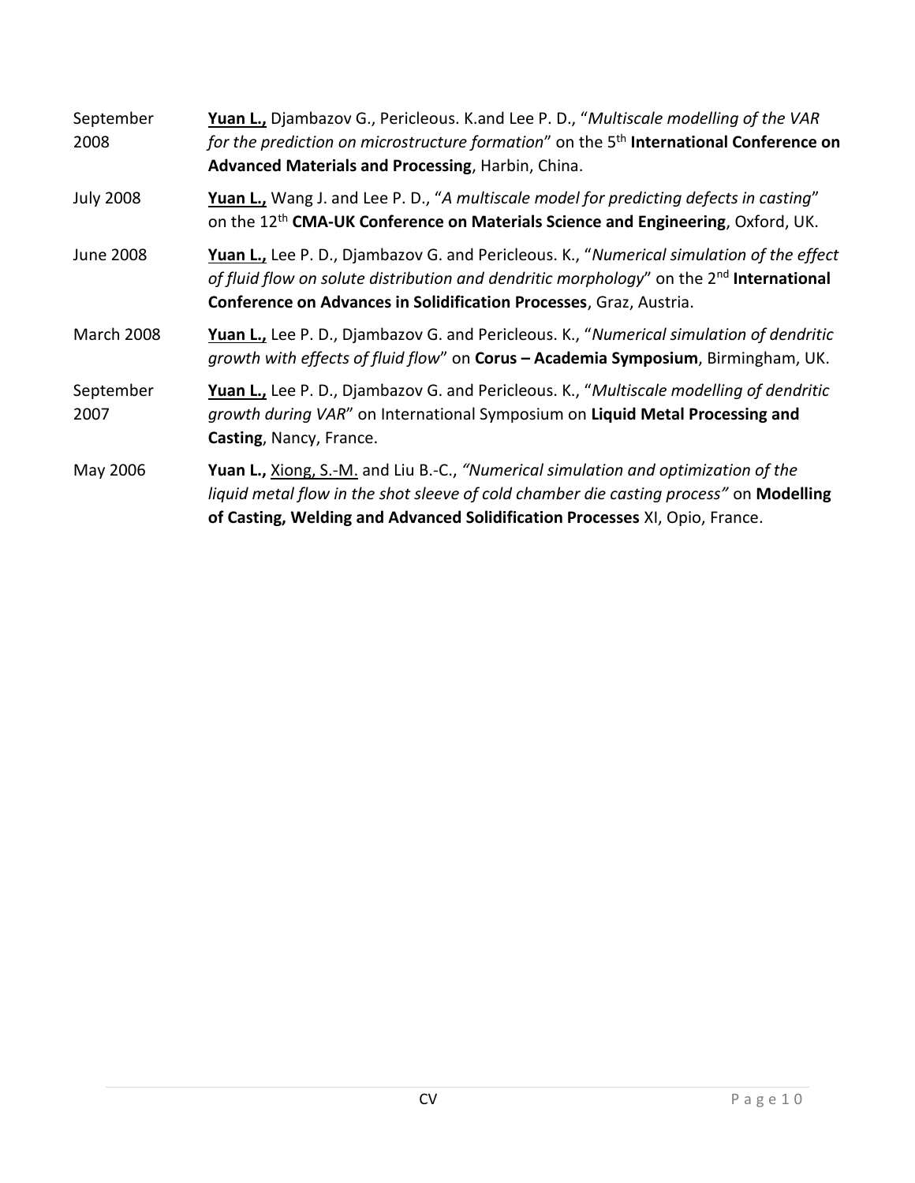September 2008 — **<u>Yuan L.,</u>** Djambazov G., Pericleous. K.and Lee P. D., "*Multiscale modelling of the VAR for the prediction on microstructure formation*" on the 5th **International Conference on Advanced Materials and Processing**, Harbin, China.

July 2008 — **<u>Yuan L.,</u>** Wang J. and Lee P. D., "*A multiscale model for predicting defects in casting*" on the 12th **CMA-UK Conference on Materials Science and Engineering**, Oxford, UK.

June 2008 — **<u>Yuan L.,</u>** Lee P. D., Djambazov G. and Pericleous. K., "*Numerical simulation of the effect of fluid flow on solute distribution and dendritic morphology*" on the 2nd **International Conference on Advances in Solidification Processes**, Graz, Austria.

March 2008 — **<u>Yuan L.,</u>** Lee P. D., Djambazov G. and Pericleous. K., "*Numerical simulation of dendritic growth with effects of fluid flow*" on **Corus – Academia Symposium**, Birmingham, UK.

September 2007 — **<u>Yuan L.,</u>** Lee P. D., Djambazov G. and Pericleous. K., "*Multiscale modelling of dendritic growth during VAR*" on International Symposium on **Liquid Metal Processing and Casting**, Nancy, France.

May 2006 — **Yuan L.,** <u>Xiong, S.-M.</u> and Liu B.-C., *"Numerical simulation and optimization of the liquid metal flow in the shot sleeve of cold chamber die casting process"* on **Modelling of Casting, Welding and Advanced Solidification Processes** XI, Opio, France.